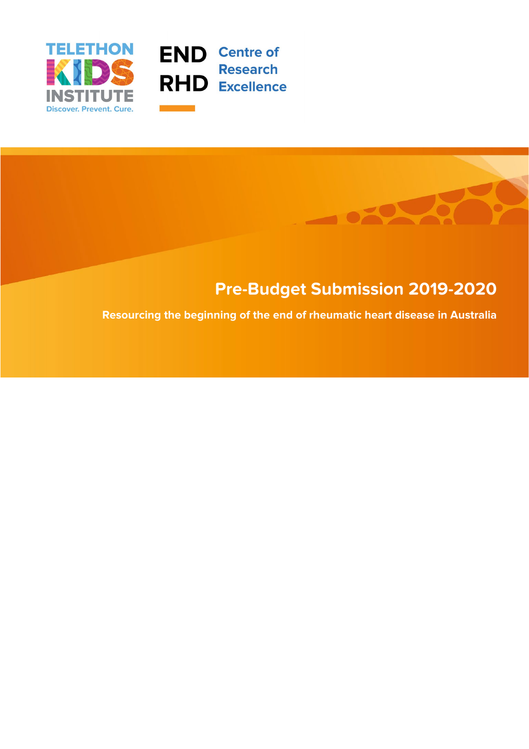TELETHON KIDS INSTITUTE

Discover. Prevent. Cure.

END RHD Centre of Research Excellence

# Pre-Budget Submission 2019-2020

**Resourcing the beginning of the end of rheumatic heart disease in Australia**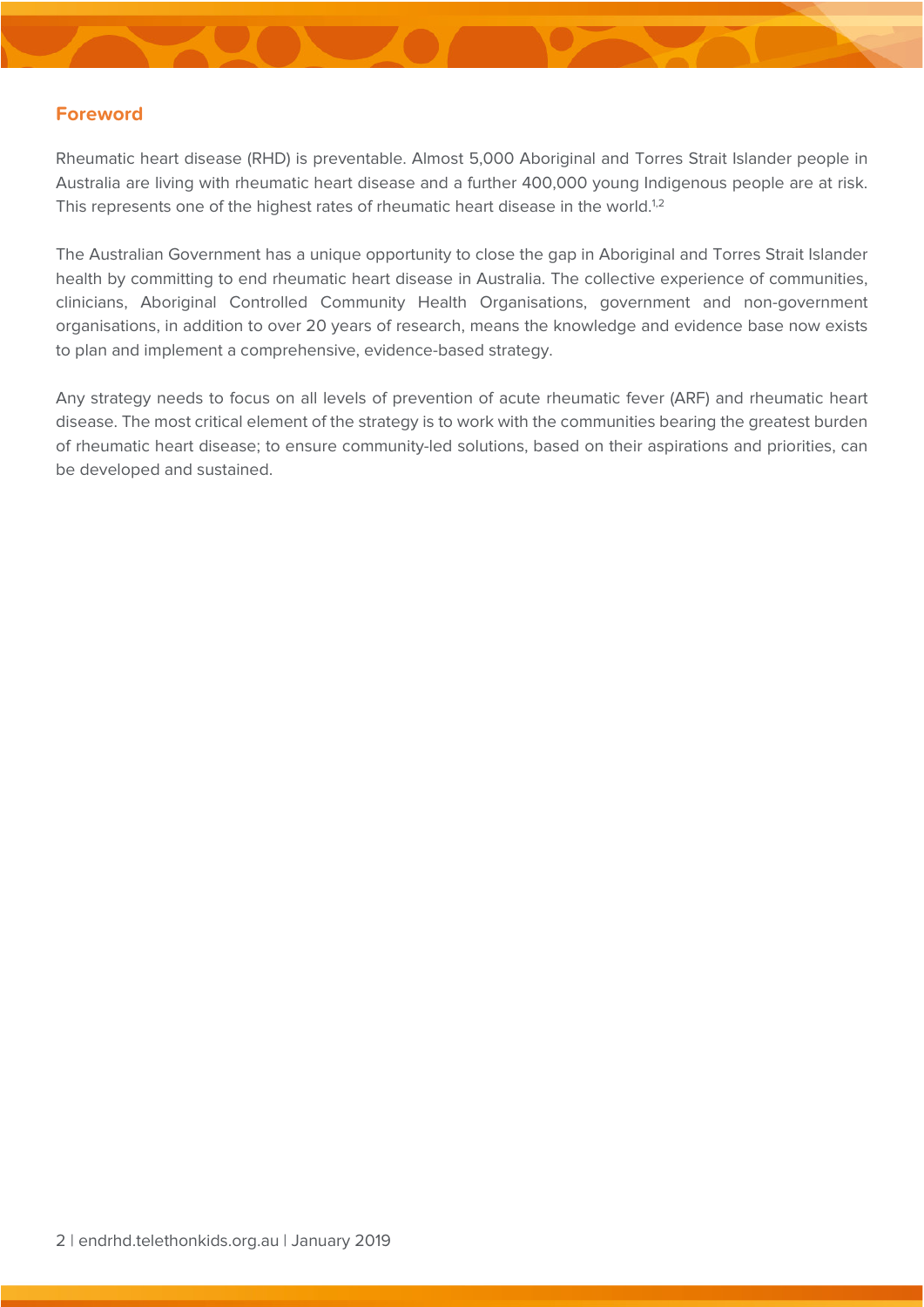## Foreword

Rheumatic heart disease (RHD) is preventable. Almost 5,000 Aboriginal and Torres Strait Islander people in Australia are living with rheumatic heart disease and a further 400,000 young Indigenous people are at risk. This represents one of the highest rates of rheumatic heart disease in the world.[1,2]

The Australian Government has a unique opportunity to close the gap in Aboriginal and Torres Strait Islander health by committing to end rheumatic heart disease in Australia. The collective experience of communities, clinicians, Aboriginal Controlled Community Health Organisations, government and non-government organisations, in addition to over 20 years of research, means the knowledge and evidence base now exists to plan and implement a comprehensive, evidence-based strategy.

Any strategy needs to focus on all levels of prevention of acute rheumatic fever (ARF) and rheumatic heart disease. The most critical element of the strategy is to work with the communities bearing the greatest burden of rheumatic heart disease; to ensure community-led solutions, based on their aspirations and priorities, can be developed and sustained.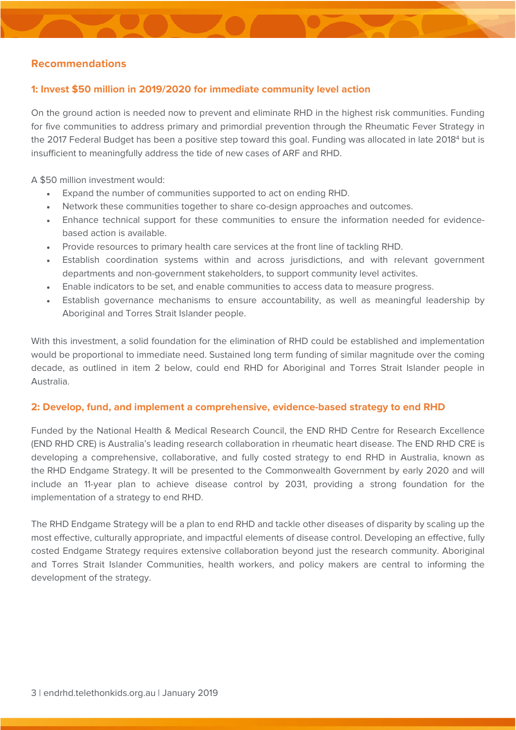## Recommendations

### 1: Invest $50 million in 2019/2020 for immediate community level action

On the ground action is needed now to prevent and eliminate RHD in the highest risk communities. Funding for five communities to address primary and primordial prevention through the Rheumatic Fever Strategy in the 2017 Federal Budget has been a positive step toward this goal. Funding was allocated in late 2018[4] but is insufficient to meaningfully address the tide of new cases of ARF and RHD.

A $50 million investment would:

- Expand the number of communities supported to act on ending RHD.
- Network these communities together to share co-design approaches and outcomes.
- Enhance technical support for these communities to ensure the information needed for evidence-based action is available.
- Provide resources to primary health care services at the front line of tackling RHD.
- Establish coordination systems within and across jurisdictions, and with relevant government departments and non-government stakeholders, to support community level activites.
- Enable indicators to be set, and enable communities to access data to measure progress.
- Establish governance mechanisms to ensure accountability, as well as meaningful leadership by Aboriginal and Torres Strait Islander people.

With this investment, a solid foundation for the elimination of RHD could be established and implementation would be proportional to immediate need. Sustained long term funding of similar magnitude over the coming decade, as outlined in item 2 below, could end RHD for Aboriginal and Torres Strait Islander people in Australia.

### 2: Develop, fund, and implement a comprehensive, evidence-based strategy to end RHD

Funded by the National Health & Medical Research Council, the END RHD Centre for Research Excellence (END RHD CRE) is Australia's leading research collaboration in rheumatic heart disease. The END RHD CRE is developing a comprehensive, collaborative, and fully costed strategy to end RHD in Australia, known as the RHD Endgame Strategy. It will be presented to the Commonwealth Government by early 2020 and will include an 11-year plan to achieve disease control by 2031, providing a strong foundation for the implementation of a strategy to end RHD.

The RHD Endgame Strategy will be a plan to end RHD and tackle other diseases of disparity by scaling up the most effective, culturally appropriate, and impactful elements of disease control. Developing an effective, fully costed Endgame Strategy requires extensive collaboration beyond just the research community. Aboriginal and Torres Strait Islander Communities, health workers, and policy makers are central to informing the development of the strategy.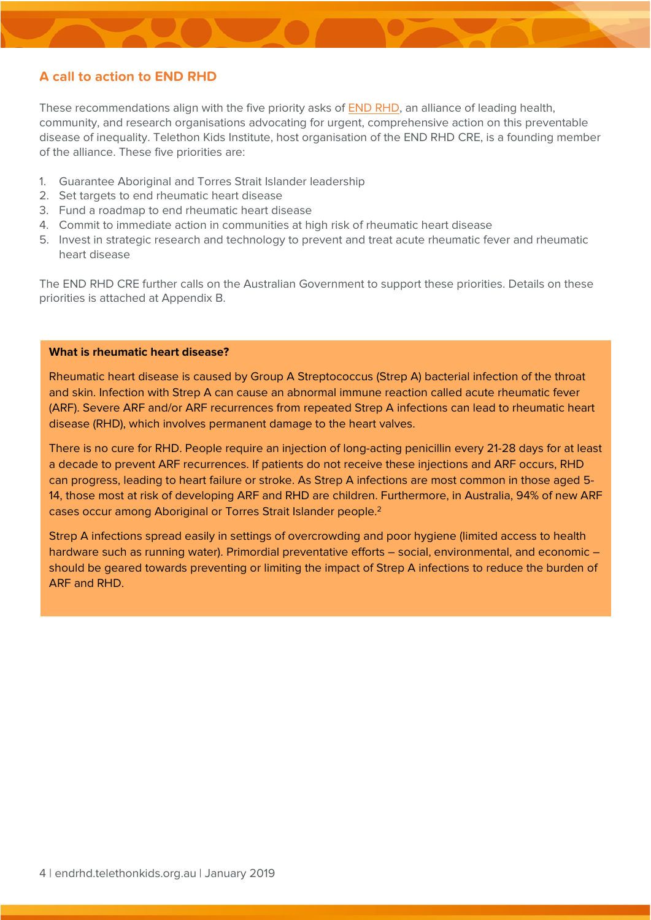## A call to action to END RHD

These recommendations align with the five priority asks of END RHD, an alliance of leading health, community, and research organisations advocating for urgent, comprehensive action on this preventable disease of inequality. Telethon Kids Institute, host organisation of the END RHD CRE, is a founding member of the alliance. These five priorities are:

1. Guarantee Aboriginal and Torres Strait Islander leadership
2. Set targets to end rheumatic heart disease
3. Fund a roadmap to end rheumatic heart disease
4. Commit to immediate action in communities at high risk of rheumatic heart disease
5. Invest in strategic research and technology to prevent and treat acute rheumatic fever and rheumatic heart disease

The END RHD CRE further calls on the Australian Government to support these priorities. Details on these priorities is attached at Appendix B.

**What is rheumatic heart disease?**

Rheumatic heart disease is caused by Group A Streptococcus (Strep A) bacterial infection of the throat and skin. Infection with Strep A can cause an abnormal immune reaction called acute rheumatic fever (ARF). Severe ARF and/or ARF recurrences from repeated Strep A infections can lead to rheumatic heart disease (RHD), which involves permanent damage to the heart valves.

There is no cure for RHD. People require an injection of long-acting penicillin every 21-28 days for at least a decade to prevent ARF recurrences. If patients do not receive these injections and ARF occurs, RHD can progress, leading to heart failure or stroke. As Strep A infections are most common in those aged 5-14, those most at risk of developing ARF and RHD are children. Furthermore, in Australia, 94% of new ARF cases occur among Aboriginal or Torres Strait Islander people.[2]

Strep A infections spread easily in settings of overcrowding and poor hygiene (limited access to health hardware such as running water). Primordial preventative efforts – social, environmental, and economic – should be geared towards preventing or limiting the impact of Strep A infections to reduce the burden of ARF and RHD.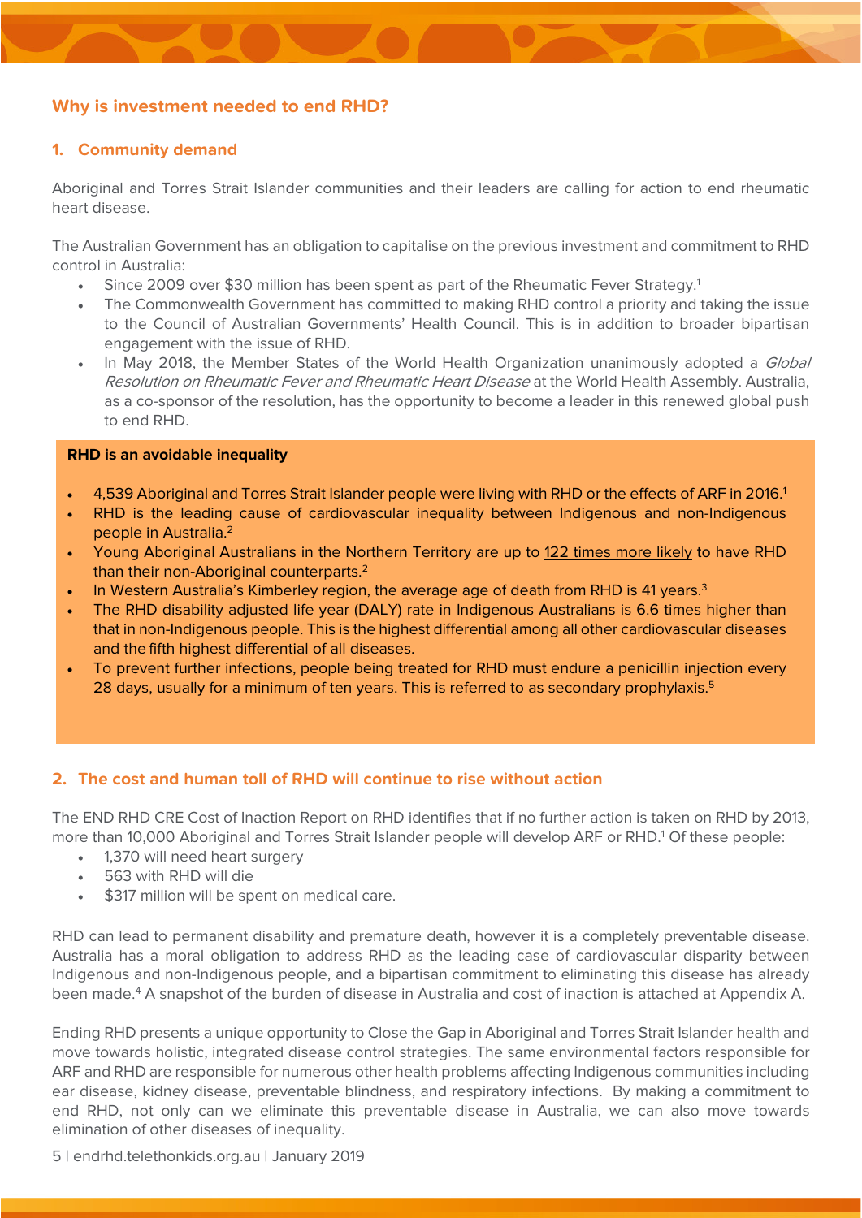## Why is investment needed to end RHD?

### 1. Community demand

Aboriginal and Torres Strait Islander communities and their leaders are calling for action to end rheumatic heart disease.

The Australian Government has an obligation to capitalise on the previous investment and commitment to RHD control in Australia:

- Since 2009 over $30 million has been spent as part of the Rheumatic Fever Strategy.[1]
- The Commonwealth Government has committed to making RHD control a priority and taking the issue to the Council of Australian Governments' Health Council. This is in addition to broader bipartisan engagement with the issue of RHD.
- In May 2018, the Member States of the World Health Organization unanimously adopted a *Global Resolution on Rheumatic Fever and Rheumatic Heart Disease* at the World Health Assembly. Australia, as a co-sponsor of the resolution, has the opportunity to become a leader in this renewed global push to end RHD.

**RHD is an avoidable inequality**

- 4,539 Aboriginal and Torres Strait Islander people were living with RHD or the effects of ARF in 2016.[1]
- RHD is the leading cause of cardiovascular inequality between Indigenous and non-Indigenous people in Australia.[2]
- Young Aboriginal Australians in the Northern Territory are up to 122 times more likely to have RHD than their non-Aboriginal counterparts.[2]
- In Western Australia's Kimberley region, the average age of death from RHD is 41 years.[3]
- The RHD disability adjusted life year (DALY) rate in Indigenous Australians is 6.6 times higher than that in non-Indigenous people. This is the highest differential among all other cardiovascular diseases and the fifth highest differential of all diseases.
- To prevent further infections, people being treated for RHD must endure a penicillin injection every 28 days, usually for a minimum of ten years. This is referred to as secondary prophylaxis.[5]

### 2. The cost and human toll of RHD will continue to rise without action

The END RHD CRE Cost of Inaction Report on RHD identifies that if no further action is taken on RHD by 2013, more than 10,000 Aboriginal and Torres Strait Islander people will develop ARF or RHD.[1] Of these people:

- 1,370 will need heart surgery
- 563 with RHD will die
- $317 million will be spent on medical care.

RHD can lead to permanent disability and premature death, however it is a completely preventable disease. Australia has a moral obligation to address RHD as the leading case of cardiovascular disparity between Indigenous and non-Indigenous people, and a bipartisan commitment to eliminating this disease has already been made.[4] A snapshot of the burden of disease in Australia and cost of inaction is attached at Appendix A.

Ending RHD presents a unique opportunity to Close the Gap in Aboriginal and Torres Strait Islander health and move towards holistic, integrated disease control strategies. The same environmental factors responsible for ARF and RHD are responsible for numerous other health problems affecting Indigenous communities including ear disease, kidney disease, preventable blindness, and respiratory infections. By making a commitment to end RHD, not only can we eliminate this preventable disease in Australia, we can also move towards elimination of other diseases of inequality.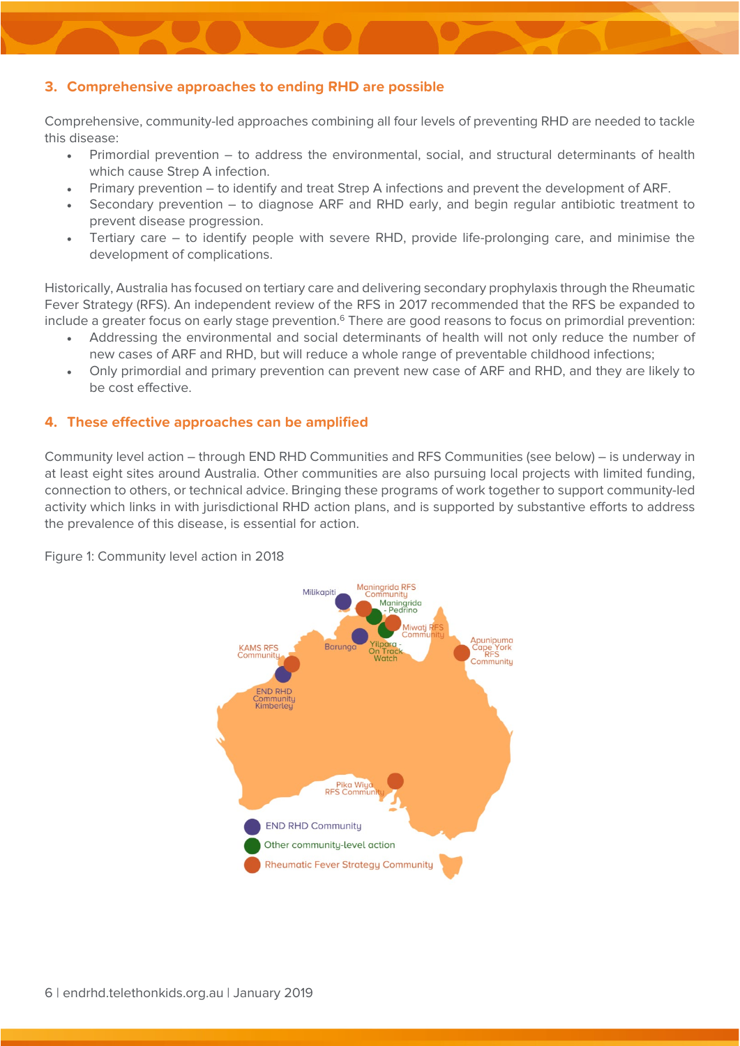### 3. Comprehensive approaches to ending RHD are possible

Comprehensive, community-led approaches combining all four levels of preventing RHD are needed to tackle this disease:

- Primordial prevention – to address the environmental, social, and structural determinants of health which cause Strep A infection.
- Primary prevention – to identify and treat Strep A infections and prevent the development of ARF.
- Secondary prevention – to diagnose ARF and RHD early, and begin regular antibiotic treatment to prevent disease progression.
- Tertiary care – to identify people with severe RHD, provide life-prolonging care, and minimise the development of complications.

Historically, Australia has focused on tertiary care and delivering secondary prophylaxis through the Rheumatic Fever Strategy (RFS). An independent review of the RFS in 2017 recommended that the RFS be expanded to include a greater focus on early stage prevention.[6] There are good reasons to focus on primordial prevention:

- Addressing the environmental and social determinants of health will not only reduce the number of new cases of ARF and RHD, but will reduce a whole range of preventable childhood infections;
- Only primordial and primary prevention can prevent new case of ARF and RHD, and they are likely to be cost effective.

### 4. These effective approaches can be amplified

Community level action – through END RHD Communities and RFS Communities (see below) – is underway in at least eight sites around Australia. Other communities are also pursuing local projects with limited funding, connection to others, or technical advice. Bringing these programs of work together to support community-led activity which links in with jurisdictional RHD action plans, and is supported by substantive efforts to address the prevalence of this disease, is essential for action.

Figure 1: Community level action in 2018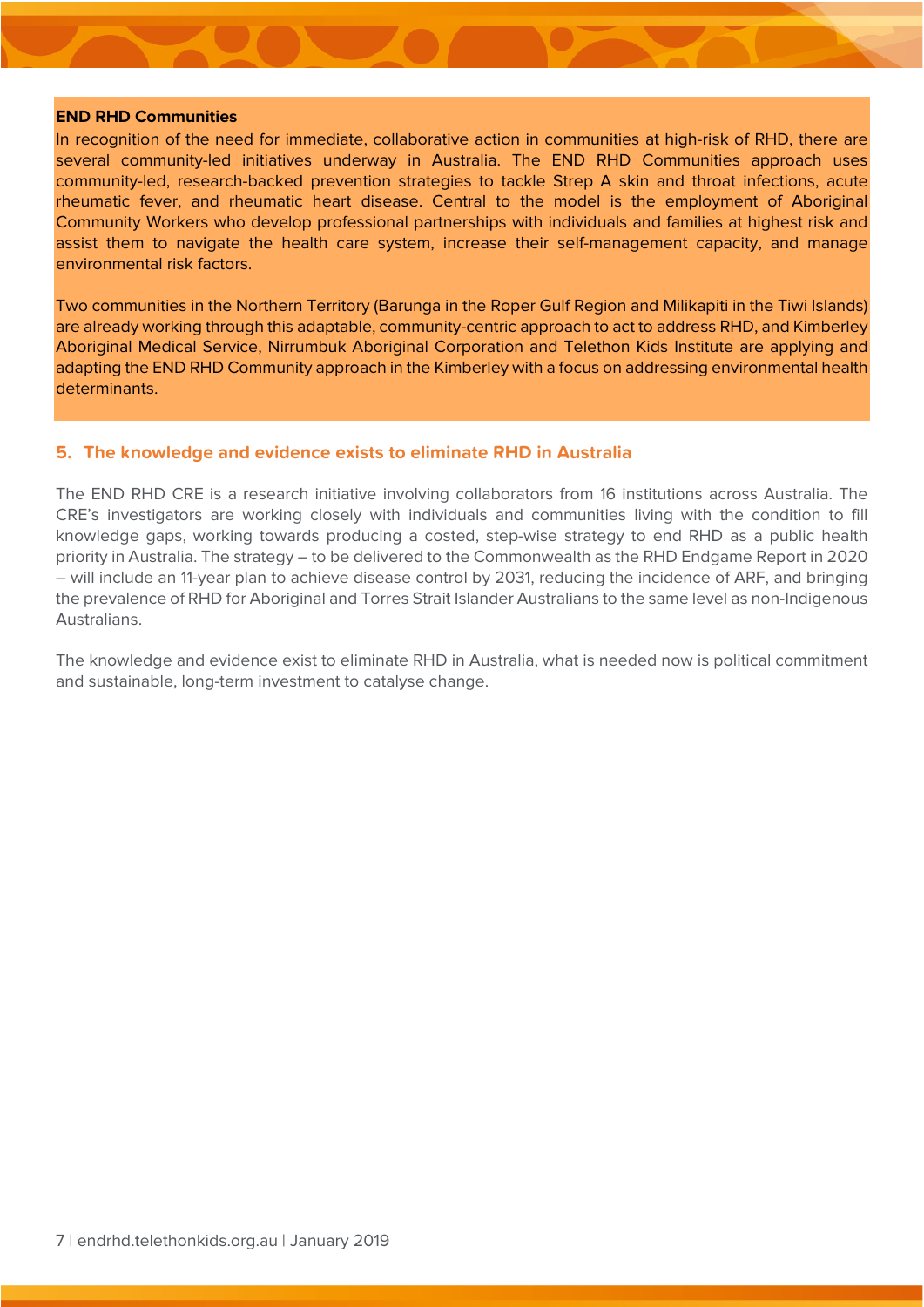**END RHD Communities**

In recognition of the need for immediate, collaborative action in communities at high-risk of RHD, there are several community-led initiatives underway in Australia. The END RHD Communities approach uses community-led, research-backed prevention strategies to tackle Strep A skin and throat infections, acute rheumatic fever, and rheumatic heart disease. Central to the model is the employment of Aboriginal Community Workers who develop professional partnerships with individuals and families at highest risk and assist them to navigate the health care system, increase their self-management capacity, and manage environmental risk factors.

Two communities in the Northern Territory (Barunga in the Roper Gulf Region and Milikapiti in the Tiwi Islands) are already working through this adaptable, community-centric approach to act to address RHD, and Kimberley Aboriginal Medical Service, Nirrumbuk Aboriginal Corporation and Telethon Kids Institute are applying and adapting the END RHD Community approach in the Kimberley with a focus on addressing environmental health determinants.

## 5. The knowledge and evidence exists to eliminate RHD in Australia

The END RHD CRE is a research initiative involving collaborators from 16 institutions across Australia. The CRE's investigators are working closely with individuals and communities living with the condition to fill knowledge gaps, working towards producing a costed, step-wise strategy to end RHD as a public health priority in Australia. The strategy – to be delivered to the Commonwealth as the RHD Endgame Report in 2020 – will include an 11-year plan to achieve disease control by 2031, reducing the incidence of ARF, and bringing the prevalence of RHD for Aboriginal and Torres Strait Islander Australians to the same level as non-Indigenous Australians.

The knowledge and evidence exist to eliminate RHD in Australia, what is needed now is political commitment and sustainable, long-term investment to catalyse change.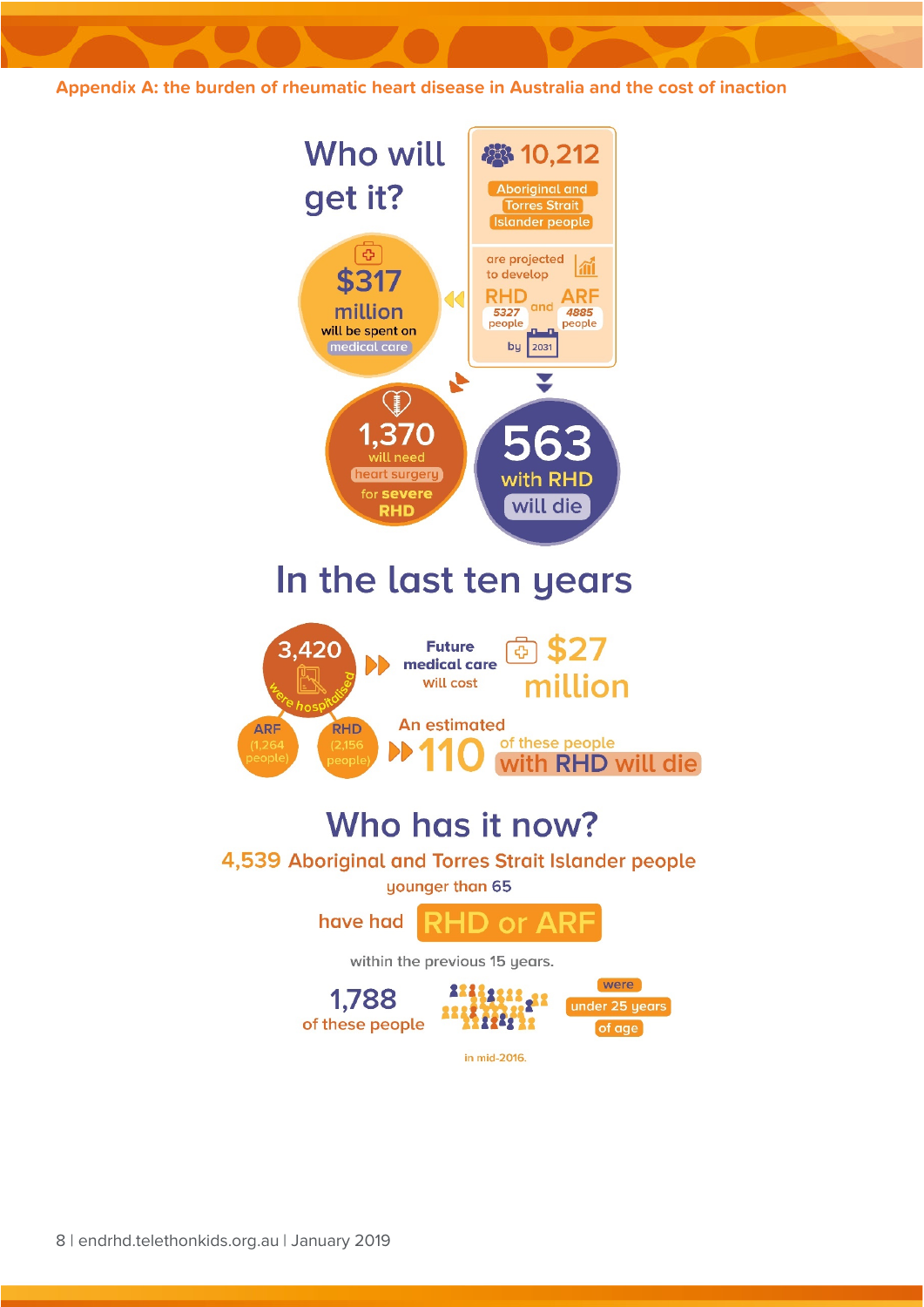**Appendix A: the burden of rheumatic heart disease in Australia and the cost of inaction**

## Who will get it?

**10,212** Aboriginal and Torres Strait Islander people are projected to develop RHD (5327 people) and ARF (4885 people) by 2031

**$317 million** will be spent on medical care

**1,370** will need heart surgery for **severe RHD**

**563** with RHD will die

## In the last ten years

**3,420** were hospitalised

- ARF (1,264 people)
- RHD (2,156 people)

Future medical care will cost **$27 million**

An estimated **110** of these people with RHD will die

## Who has it now?

**4,539 Aboriginal and Torres Strait Islander people** younger than 65 have had **RHD or ARF** within the previous 15 years.

**1,788** of these people were under 25 years of age

in mid-2016.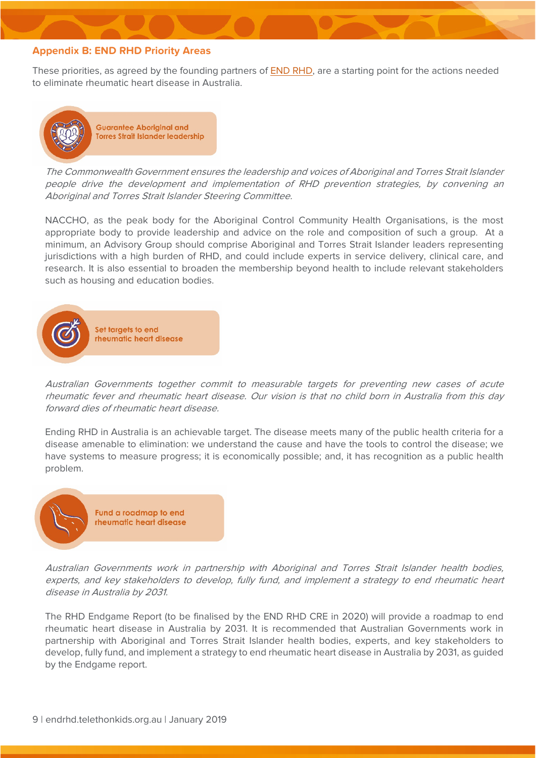## Appendix B: END RHD Priority Areas

These priorities, as agreed by the founding partners of END RHD, are a starting point for the actions needed to eliminate rheumatic heart disease in Australia.

### Guarantee Aboriginal and Torres Strait Islander leadership

*The Commonwealth Government ensures the leadership and voices of Aboriginal and Torres Strait Islander people drive the development and implementation of RHD prevention strategies, by convening an Aboriginal and Torres Strait Islander Steering Committee.*

NACCHO, as the peak body for the Aboriginal Control Community Health Organisations, is the most appropriate body to provide leadership and advice on the role and composition of such a group. At a minimum, an Advisory Group should comprise Aboriginal and Torres Strait Islander leaders representing jurisdictions with a high burden of RHD, and could include experts in service delivery, clinical care, and research. It is also essential to broaden the membership beyond health to include relevant stakeholders such as housing and education bodies.

### Set targets to end rheumatic heart disease

*Australian Governments together commit to measurable targets for preventing new cases of acute rheumatic fever and rheumatic heart disease. Our vision is that no child born in Australia from this day forward dies of rheumatic heart disease.*

Ending RHD in Australia is an achievable target. The disease meets many of the public health criteria for a disease amenable to elimination: we understand the cause and have the tools to control the disease; we have systems to measure progress; it is economically possible; and, it has recognition as a public health problem.

### Fund a roadmap to end rheumatic heart disease

*Australian Governments work in partnership with Aboriginal and Torres Strait Islander health bodies, experts, and key stakeholders to develop, fully fund, and implement a strategy to end rheumatic heart disease in Australia by 2031.*

The RHD Endgame Report (to be finalised by the END RHD CRE in 2020) will provide a roadmap to end rheumatic heart disease in Australia by 2031. It is recommended that Australian Governments work in partnership with Aboriginal and Torres Strait Islander health bodies, experts, and key stakeholders to develop, fully fund, and implement a strategy to end rheumatic heart disease in Australia by 2031, as guided by the Endgame report.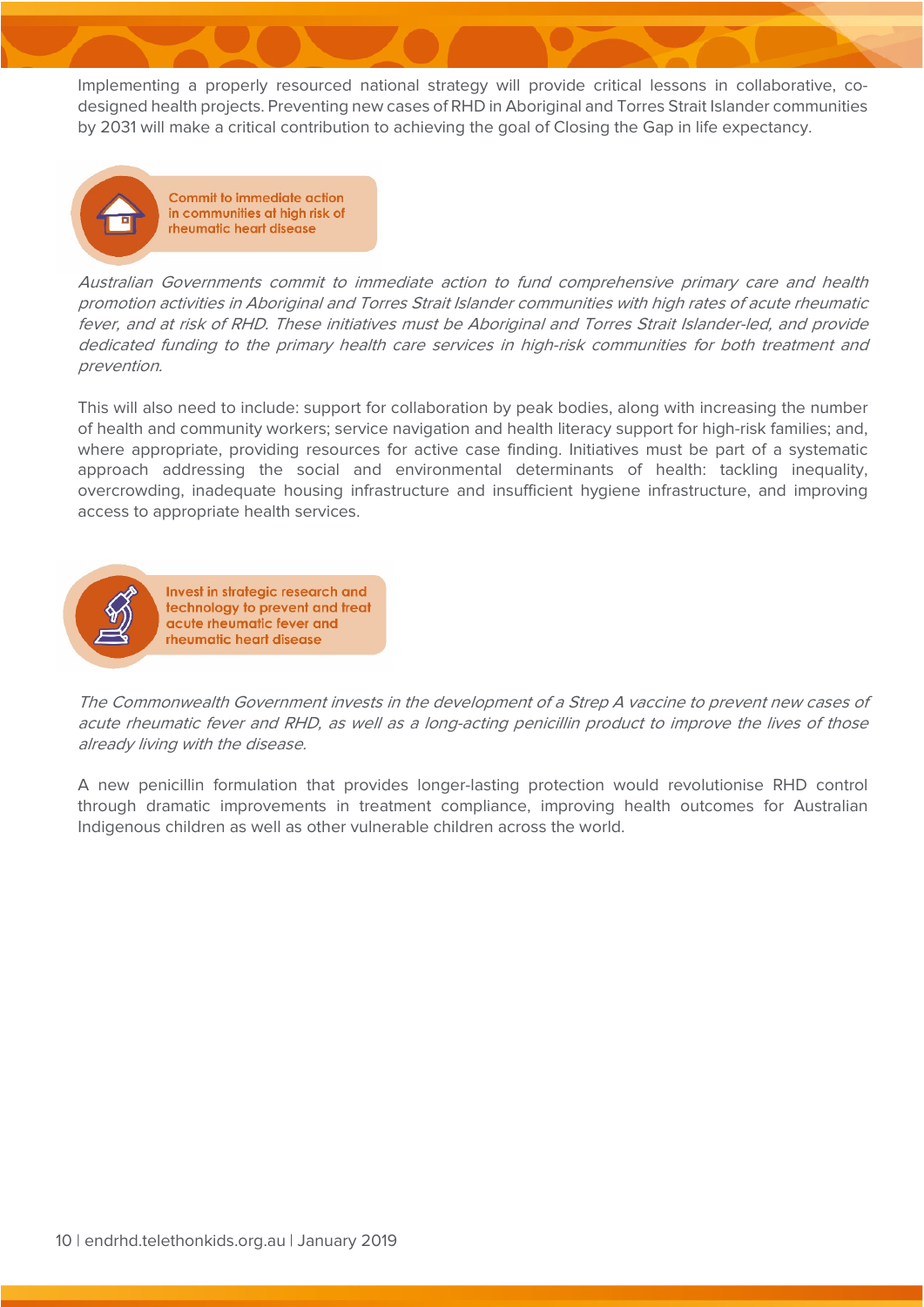Implementing a properly resourced national strategy will provide critical lessons in collaborative, co-designed health projects. Preventing new cases of RHD in Aboriginal and Torres Strait Islander communities by 2031 will make a critical contribution to achieving the goal of Closing the Gap in life expectancy.

### Commit to immediate action in communities at high risk of rheumatic heart disease

*Australian Governments commit to immediate action to fund comprehensive primary care and health promotion activities in Aboriginal and Torres Strait Islander communities with high rates of acute rheumatic fever, and at risk of RHD. These initiatives must be Aboriginal and Torres Strait Islander-led, and provide dedicated funding to the primary health care services in high-risk communities for both treatment and prevention.*

This will also need to include: support for collaboration by peak bodies, along with increasing the number of health and community workers; service navigation and health literacy support for high-risk families; and, where appropriate, providing resources for active case finding. Initiatives must be part of a systematic approach addressing the social and environmental determinants of health: tackling inequality, overcrowding, inadequate housing infrastructure and insufficient hygiene infrastructure, and improving access to appropriate health services.

### Invest in strategic research and technology to prevent and treat acute rheumatic fever and rheumatic heart disease

*The Commonwealth Government invests in the development of a Strep A vaccine to prevent new cases of acute rheumatic fever and RHD, as well as a long-acting penicillin product to improve the lives of those already living with the disease.*

A new penicillin formulation that provides longer-lasting protection would revolutionise RHD control through dramatic improvements in treatment compliance, improving health outcomes for Australian Indigenous children as well as other vulnerable children across the world.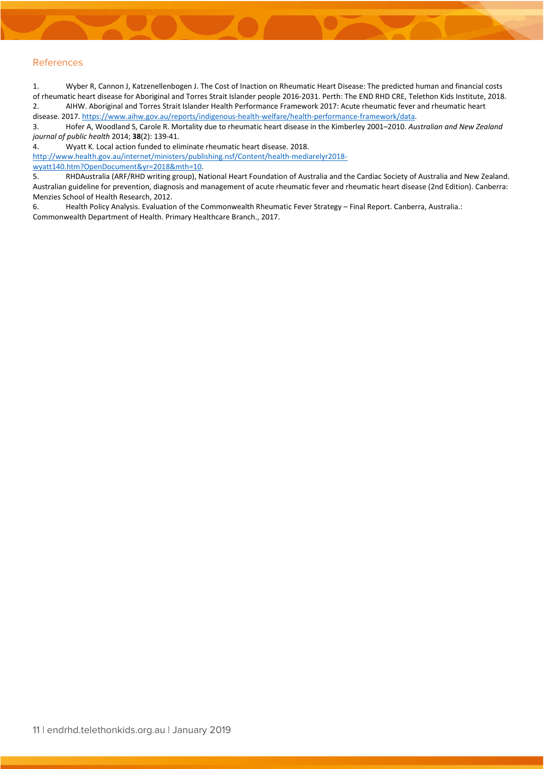## References

1. Wyber R, Cannon J, Katzenellenbogen J. The Cost of Inaction on Rheumatic Heart Disease: The predicted human and financial costs of rheumatic heart disease for Aboriginal and Torres Strait Islander people 2016-2031. Perth: The END RHD CRE, Telethon Kids Institute, 2018.
2. AIHW. Aboriginal and Torres Strait Islander Health Performance Framework 2017: Acute rheumatic fever and rheumatic heart disease. 2017. https://www.aihw.gov.au/reports/indigenous-health-welfare/health-performance-framework/data.
3. Hofer A, Woodland S, Carole R. Mortality due to rheumatic heart disease in the Kimberley 2001–2010. *Australian and New Zealand journal of public health* 2014; **38**(2): 139-41.
4. Wyatt K. Local action funded to eliminate rheumatic heart disease. 2018. http://www.health.gov.au/internet/ministers/publishing.nsf/Content/health-mediarelyr2018-wyatt140.htm?OpenDocument&yr=2018&mth=10.
5. RHDAustralia (ARF/RHD writing group), National Heart Foundation of Australia and the Cardiac Society of Australia and New Zealand. Australian guideline for prevention, diagnosis and management of acute rheumatic fever and rheumatic heart disease (2nd Edition). Canberra: Menzies School of Health Research, 2012.
6. Health Policy Analysis. Evaluation of the Commonwealth Rheumatic Fever Strategy – Final Report. Canberra, Australia.: Commonwealth Department of Health. Primary Healthcare Branch., 2017.